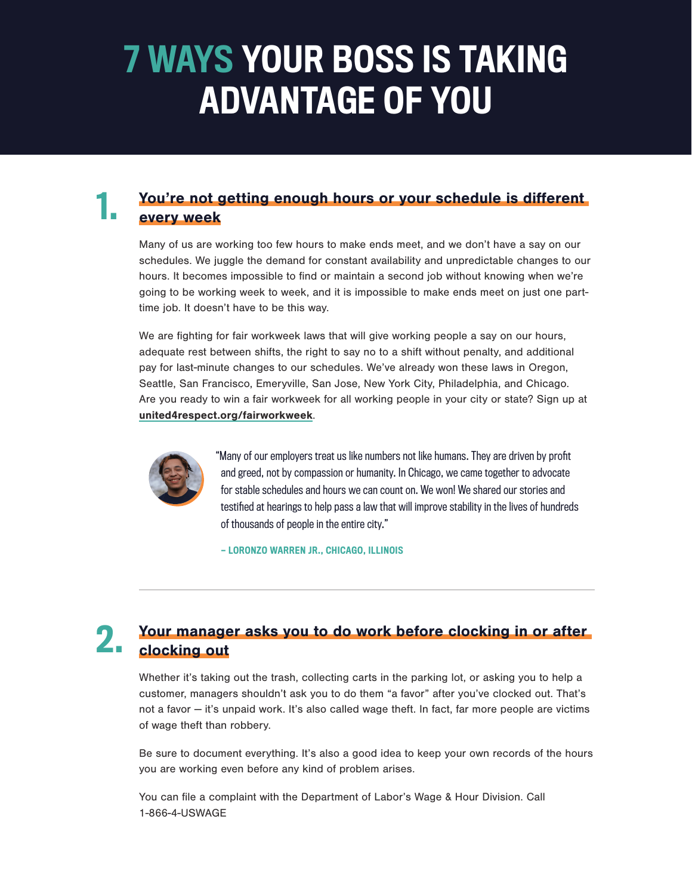# 7 WAYS YOUR BOSS IS TAKING ADVANTAGE OF YOU

## 1. You're not getting enough hours or your schedule is different every week

Many of us are working too few hours to make ends meet, and we don't have a say on our schedules. We juggle the demand for constant availability and unpredictable changes to our hours. It becomes impossible to find or maintain a second job without knowing when we're going to be working week to week, and it is impossible to make ends meet on just one part-time job. It doesn't have to be this way.

We are fighting for fair workweek laws that will give working people a say on our hours, adequate rest between shifts, the right to say no to a shift without penalty, and additional pay for last-minute changes to our schedules. We've already won these laws in Oregon, Seattle, San Francisco, Emeryville, San Jose, New York City, Philadelphia, and Chicago. Are you ready to win a fair workweek for all working people in your city or state? Sign up at **united4respect.org/fairworkweek**.

> "Many of our employers treat us like numbers not like humans. They are driven by profit and greed, not by compassion or humanity. In Chicago, we came together to advocate for stable schedules and hours we can count on. We won! We shared our stories and testified at hearings to help pass a law that will improve stability in the lives of hundreds of thousands of people in the entire city."
>
> **– LORONZO WARREN JR., CHICAGO, ILLINOIS**

---

## 2. Your manager asks you to do work before clocking in or after clocking out

Whether it's taking out the trash, collecting carts in the parking lot, or asking you to help a customer, managers shouldn't ask you to do them "a favor" after you've clocked out. That's not a favor — it's unpaid work. It's also called wage theft. In fact, far more people are victims of wage theft than robbery.

Be sure to document everything. It's also a good idea to keep your own records of the hours you are working even before any kind of problem arises.

You can file a complaint with the Department of Labor's Wage & Hour Division. Call 1-866-4-USWAGE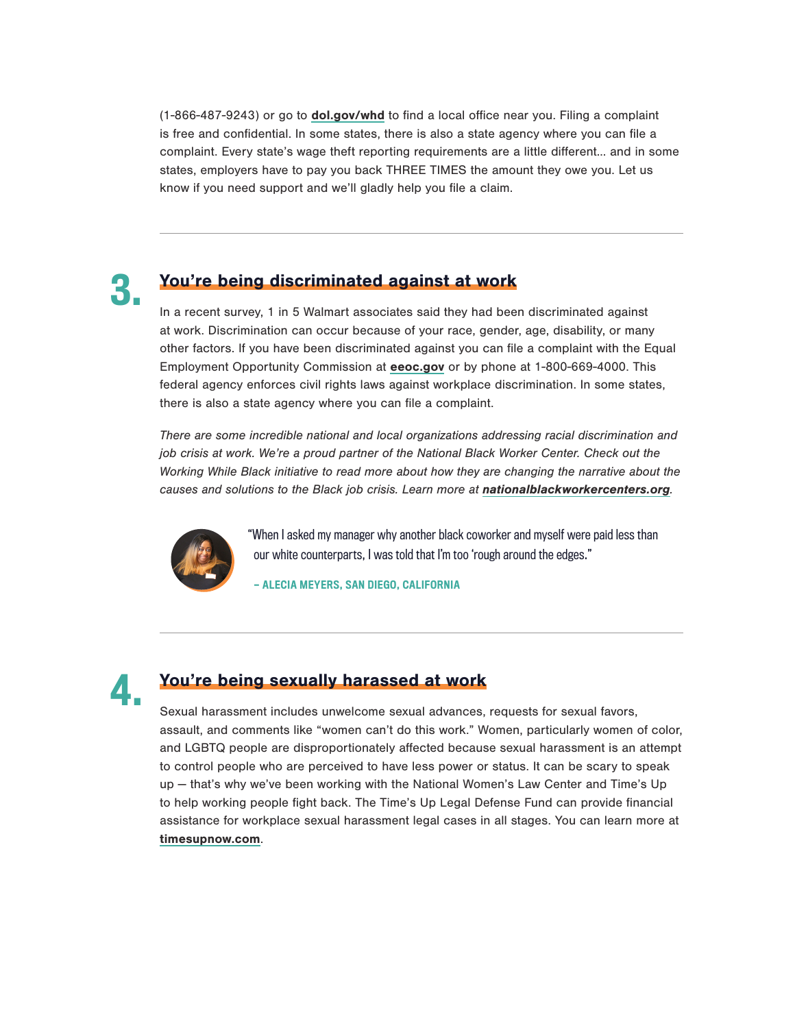(1-866-487-9243) or go to **dol.gov/whd** to find a local office near you. Filing a complaint is free and confidential. In some states, there is also a state agency where you can file a complaint. Every state's wage theft reporting requirements are a little different... and in some states, employers have to pay you back THREE TIMES the amount they owe you. Let us know if you need support and we'll gladly help you file a claim.

---

## 3. You're being discriminated against at work

In a recent survey, 1 in 5 Walmart associates said they had been discriminated against at work. Discrimination can occur because of your race, gender, age, disability, or many other factors. If you have been discriminated against you can file a complaint with the Equal Employment Opportunity Commission at **eeoc.gov** or by phone at 1-800-669-4000. This federal agency enforces civil rights laws against workplace discrimination. In some states, there is also a state agency where you can file a complaint.

*There are some incredible national and local organizations addressing racial discrimination and job crisis at work. We're a proud partner of the National Black Worker Center. Check out the Working While Black initiative to read more about how they are changing the narrative about the causes and solutions to the Black job crisis. Learn more at* ***nationalblackworkercenters.org****.*

> "When I asked my manager why another black coworker and myself were paid less than our white counterparts, I was told that I'm too 'rough around the edges."
>
> **– ALECIA MEYERS, SAN DIEGO, CALIFORNIA**

---

## 4. You're being sexually harassed at work

Sexual harassment includes unwelcome sexual advances, requests for sexual favors, assault, and comments like "women can't do this work." Women, particularly women of color, and LGBTQ people are disproportionately affected because sexual harassment is an attempt to control people who are perceived to have less power or status. It can be scary to speak up — that's why we've been working with the National Women's Law Center and Time's Up to help working people fight back. The Time's Up Legal Defense Fund can provide financial assistance for workplace sexual harassment legal cases in all stages. You can learn more at **timesupnow.com**.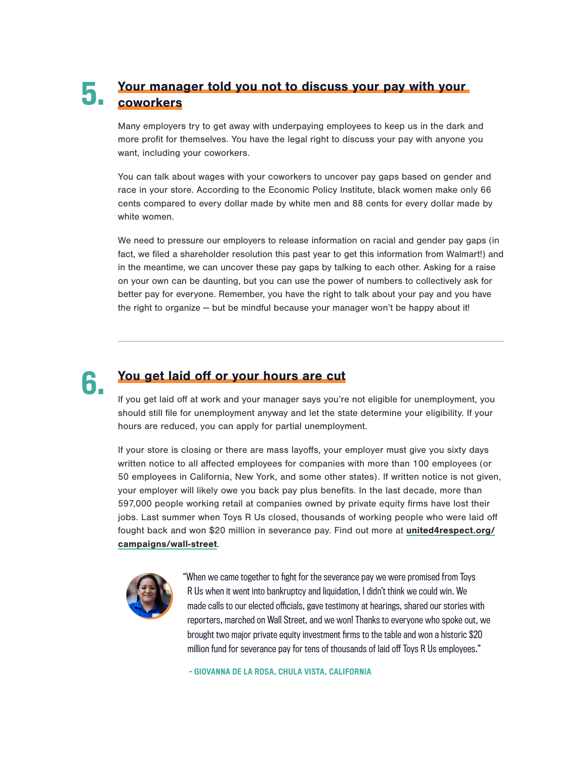## 5. Your manager told you not to discuss your pay with your coworkers

Many employers try to get away with underpaying employees to keep us in the dark and more profit for themselves. You have the legal right to discuss your pay with anyone you want, including your coworkers.

You can talk about wages with your coworkers to uncover pay gaps based on gender and race in your store. According to the Economic Policy Institute, black women make only 66 cents compared to every dollar made by white men and 88 cents for every dollar made by white women.

We need to pressure our employers to release information on racial and gender pay gaps (in fact, we filed a shareholder resolution this past year to get this information from Walmart!) and in the meantime, we can uncover these pay gaps by talking to each other. Asking for a raise on your own can be daunting, but you can use the power of numbers to collectively ask for better pay for everyone. Remember, you have the right to talk about your pay and you have the right to organize — but be mindful because your manager won't be happy about it!

---

## 6. You get laid off or your hours are cut

If you get laid off at work and your manager says you're not eligible for unemployment, you should still file for unemployment anyway and let the state determine your eligibility. If your hours are reduced, you can apply for partial unemployment.

If your store is closing or there are mass layoffs, your employer must give you sixty days written notice to all affected employees for companies with more than 100 employees (or 50 employees in California, New York, and some other states). If written notice is not given, your employer will likely owe you back pay plus benefits. In the last decade, more than 597,000 people working retail at companies owned by private equity firms have lost their jobs. Last summer when Toys R Us closed, thousands of working people who were laid off fought back and won $20 million in severance pay. Find out more at **united4respect.org/campaigns/wall-street**.

"When we came together to fight for the severance pay we were promised from Toys R Us when it went into bankruptcy and liquidation, I didn't think we could win. We made calls to our elected officials, gave testimony at hearings, shared our stories with reporters, marched on Wall Street, and we won! Thanks to everyone who spoke out, we brought two major private equity investment firms to the table and won a historic $20 million fund for severance pay for tens of thousands of laid off Toys R Us employees."

**- GIOVANNA DE LA ROSA, CHULA VISTA, CALIFORNIA**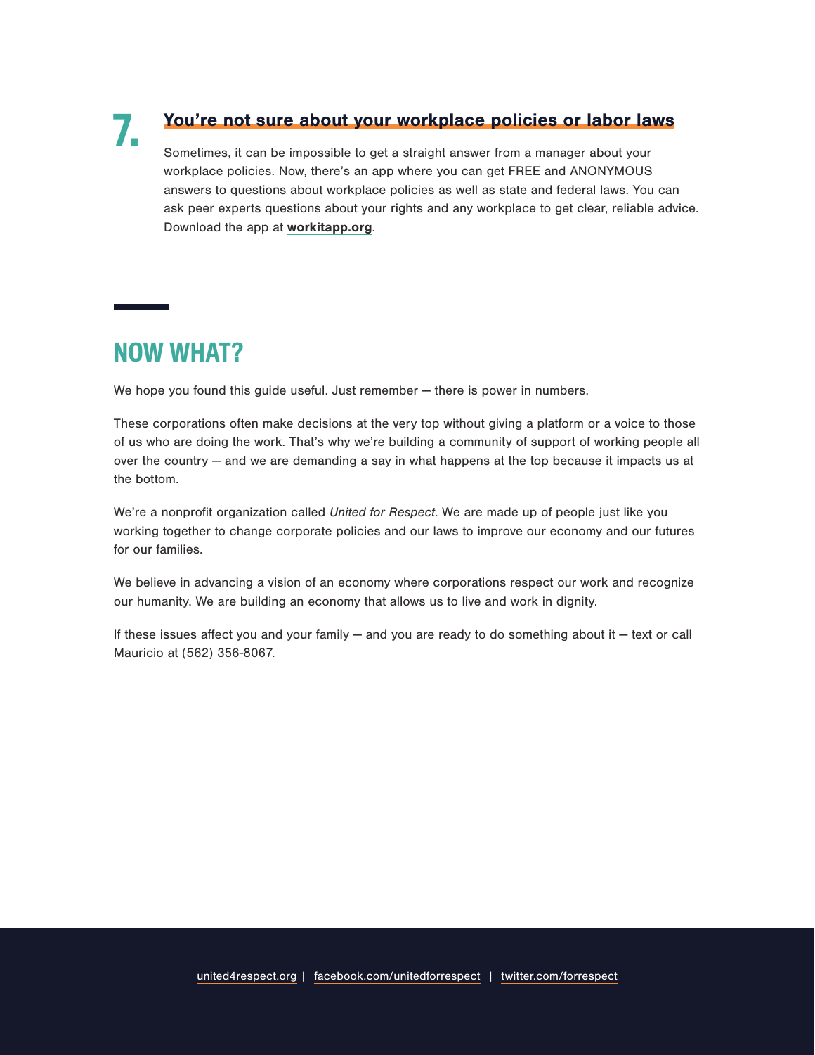## 7. You're not sure about your workplace policies or labor laws

Sometimes, it can be impossible to get a straight answer from a manager about your workplace policies. Now, there's an app where you can get FREE and ANONYMOUS answers to questions about workplace policies as well as state and federal laws. You can ask peer experts questions about your rights and any workplace to get clear, reliable advice. Download the app at **workitapp.org**.

# NOW WHAT?

We hope you found this guide useful. Just remember — there is power in numbers.

These corporations often make decisions at the very top without giving a platform or a voice to those of us who are doing the work. That's why we're building a community of support of working people all over the country — and we are demanding a say in what happens at the top because it impacts us at the bottom.

We're a nonprofit organization called *United for Respect*. We are made up of people just like you working together to change corporate policies and our laws to improve our economy and our futures for our families.

We believe in advancing a vision of an economy where corporations respect our work and recognize our humanity. We are building an economy that allows us to live and work in dignity.

If these issues affect you and your family — and you are ready to do something about it — text or call Mauricio at (562) 356-8067.

united4respect.org | facebook.com/unitedforrespect | twitter.com/forrespect